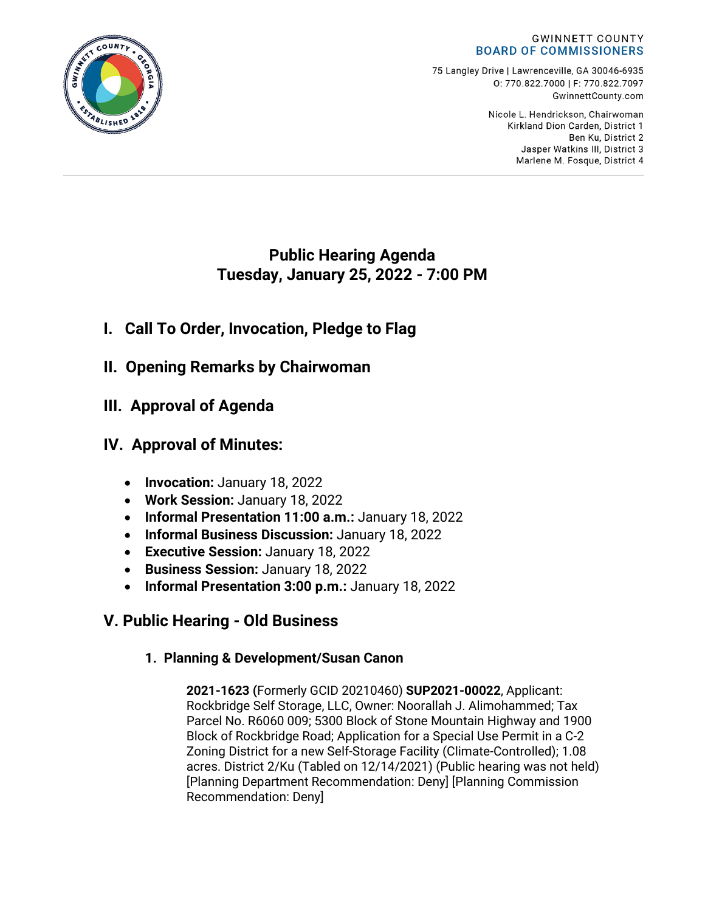GWINNETT COUNTY
**BOARD OF COMMISSIONERS**

75 Langley Drive | Lawrenceville, GA 30046-6935
O: 770.822.7000 | F: 770.822.7097
GwinnettCounty.com

Nicole L. Hendrickson, Chairwoman
Kirkland Dion Carden, District 1
Ben Ku, District 2
Jasper Watkins III, District 3
Marlene M. Fosque, District 4

# Public Hearing Agenda
# Tuesday, January 25, 2022 - 7:00 PM

## I. Call To Order, Invocation, Pledge to Flag

## II. Opening Remarks by Chairwoman

## III. Approval of Agenda

## IV. Approval of Minutes:

- **Invocation:** January 18, 2022
- **Work Session:** January 18, 2022
- **Informal Presentation 11:00 a.m.:** January 18, 2022
- **Informal Business Discussion:** January 18, 2022
- **Executive Session:** January 18, 2022
- **Business Session:** January 18, 2022
- **Informal Presentation 3:00 p.m.:** January 18, 2022

## V. Public Hearing - Old Business

### 1. Planning & Development/Susan Canon

**2021-1623 (**Formerly GCID 20210460) **SUP2021-00022**, Applicant: Rockbridge Self Storage, LLC, Owner: Noorallah J. Alimohammed; Tax Parcel No. R6060 009; 5300 Block of Stone Mountain Highway and 1900 Block of Rockbridge Road; Application for a Special Use Permit in a C-2 Zoning District for a new Self-Storage Facility (Climate-Controlled); 1.08 acres. District 2/Ku (Tabled on 12/14/2021) (Public hearing was not held) [Planning Department Recommendation: Deny] [Planning Commission Recommendation: Deny]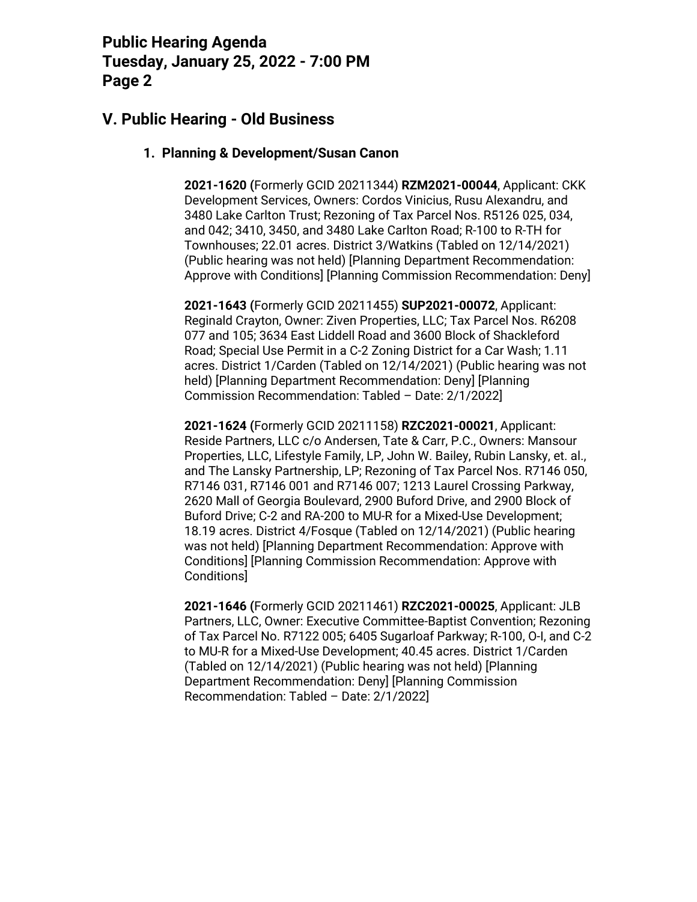## V. Public Hearing - Old Business

### 1. Planning & Development/Susan Canon

**2021-1620 (**Formerly GCID 20211344) **RZM2021-00044**, Applicant: CKK Development Services, Owners: Cordos Vinicius, Rusu Alexandru, and 3480 Lake Carlton Trust; Rezoning of Tax Parcel Nos. R5126 025, 034, and 042; 3410, 3450, and 3480 Lake Carlton Road; R-100 to R-TH for Townhouses; 22.01 acres. District 3/Watkins (Tabled on 12/14/2021) (Public hearing was not held) [Planning Department Recommendation: Approve with Conditions] [Planning Commission Recommendation: Deny]

**2021-1643 (**Formerly GCID 20211455) **SUP2021-00072**, Applicant: Reginald Crayton, Owner: Ziven Properties, LLC; Tax Parcel Nos. R6208 077 and 105; 3634 East Liddell Road and 3600 Block of Shackleford Road; Special Use Permit in a C-2 Zoning District for a Car Wash; 1.11 acres. District 1/Carden (Tabled on 12/14/2021) (Public hearing was not held) [Planning Department Recommendation: Deny] [Planning Commission Recommendation: Tabled – Date: 2/1/2022]

**2021-1624 (**Formerly GCID 20211158) **RZC2021-00021**, Applicant: Reside Partners, LLC c/o Andersen, Tate & Carr, P.C., Owners: Mansour Properties, LLC, Lifestyle Family, LP, John W. Bailey, Rubin Lansky, et. al., and The Lansky Partnership, LP; Rezoning of Tax Parcel Nos. R7146 050, R7146 031, R7146 001 and R7146 007; 1213 Laurel Crossing Parkway, 2620 Mall of Georgia Boulevard, 2900 Buford Drive, and 2900 Block of Buford Drive; C-2 and RA-200 to MU-R for a Mixed-Use Development; 18.19 acres. District 4/Fosque (Tabled on 12/14/2021) (Public hearing was not held) [Planning Department Recommendation: Approve with Conditions] [Planning Commission Recommendation: Approve with Conditions]

**2021-1646 (**Formerly GCID 20211461) **RZC2021-00025**, Applicant: JLB Partners, LLC, Owner: Executive Committee-Baptist Convention; Rezoning of Tax Parcel No. R7122 005; 6405 Sugarloaf Parkway; R-100, O-I, and C-2 to MU-R for a Mixed-Use Development; 40.45 acres. District 1/Carden (Tabled on 12/14/2021) (Public hearing was not held) [Planning Department Recommendation: Deny] [Planning Commission Recommendation: Tabled – Date: 2/1/2022]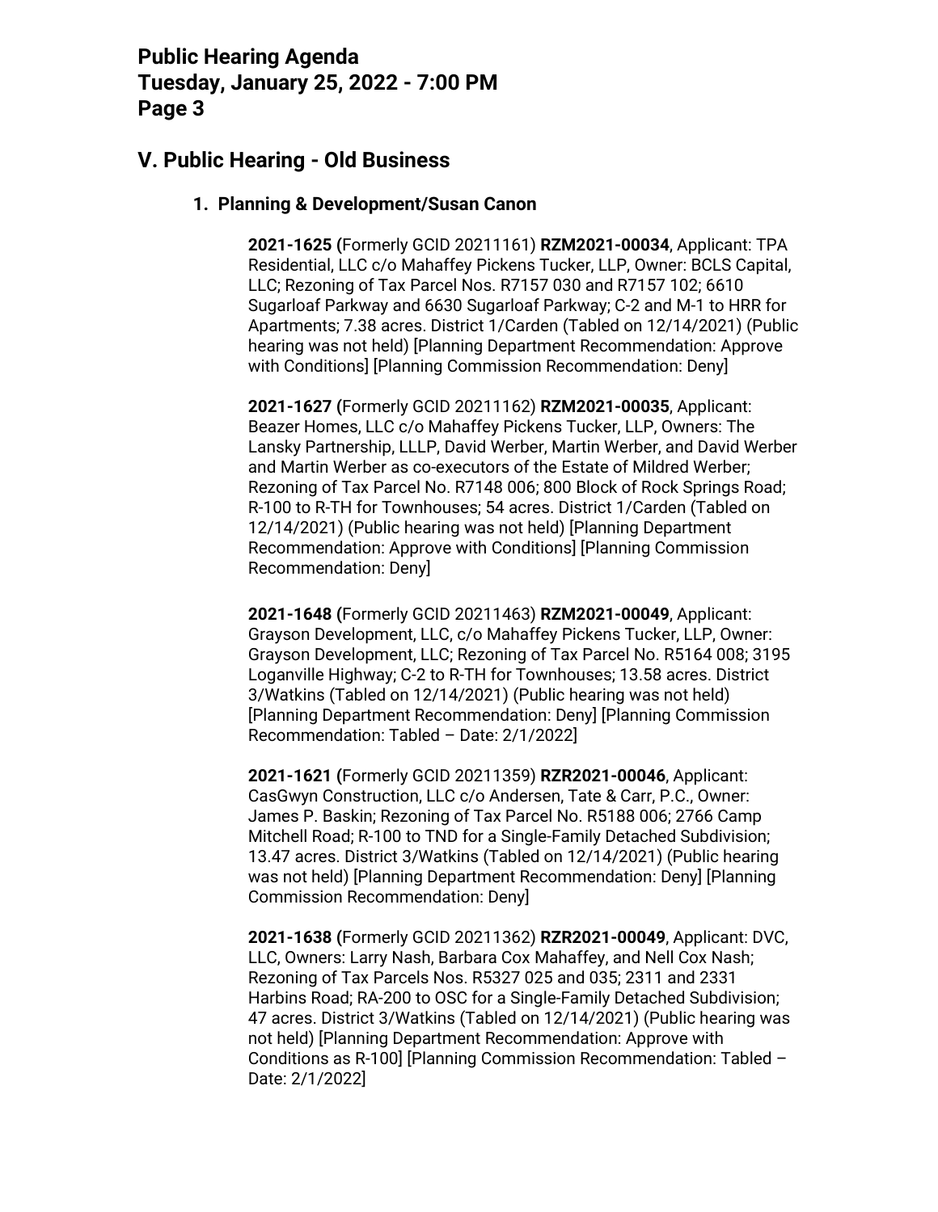## V. Public Hearing - Old Business

### 1. Planning & Development/Susan Canon

**2021-1625 (**Formerly GCID 20211161) **RZM2021-00034**, Applicant: TPA Residential, LLC c/o Mahaffey Pickens Tucker, LLP, Owner: BCLS Capital, LLC; Rezoning of Tax Parcel Nos. R7157 030 and R7157 102; 6610 Sugarloaf Parkway and 6630 Sugarloaf Parkway; C-2 and M-1 to HRR for Apartments; 7.38 acres. District 1/Carden (Tabled on 12/14/2021) (Public hearing was not held) [Planning Department Recommendation: Approve with Conditions] [Planning Commission Recommendation: Deny]

**2021-1627 (**Formerly GCID 20211162) **RZM2021-00035**, Applicant: Beazer Homes, LLC c/o Mahaffey Pickens Tucker, LLP, Owners: The Lansky Partnership, LLLP, David Werber, Martin Werber, and David Werber and Martin Werber as co-executors of the Estate of Mildred Werber; Rezoning of Tax Parcel No. R7148 006; 800 Block of Rock Springs Road; R-100 to R-TH for Townhouses; 54 acres. District 1/Carden (Tabled on 12/14/2021) (Public hearing was not held) [Planning Department Recommendation: Approve with Conditions] [Planning Commission Recommendation: Deny]

**2021-1648 (**Formerly GCID 20211463) **RZM2021-00049**, Applicant: Grayson Development, LLC, c/o Mahaffey Pickens Tucker, LLP, Owner: Grayson Development, LLC; Rezoning of Tax Parcel No. R5164 008; 3195 Loganville Highway; C-2 to R-TH for Townhouses; 13.58 acres. District 3/Watkins (Tabled on 12/14/2021) (Public hearing was not held) [Planning Department Recommendation: Deny] [Planning Commission Recommendation: Tabled – Date: 2/1/2022]

**2021-1621 (**Formerly GCID 20211359) **RZR2021-00046**, Applicant: CasGwyn Construction, LLC c/o Andersen, Tate & Carr, P.C., Owner: James P. Baskin; Rezoning of Tax Parcel No. R5188 006; 2766 Camp Mitchell Road; R-100 to TND for a Single-Family Detached Subdivision; 13.47 acres. District 3/Watkins (Tabled on 12/14/2021) (Public hearing was not held) [Planning Department Recommendation: Deny] [Planning Commission Recommendation: Deny]

**2021-1638 (**Formerly GCID 20211362) **RZR2021-00049**, Applicant: DVC, LLC, Owners: Larry Nash, Barbara Cox Mahaffey, and Nell Cox Nash; Rezoning of Tax Parcels Nos. R5327 025 and 035; 2311 and 2331 Harbins Road; RA-200 to OSC for a Single-Family Detached Subdivision; 47 acres. District 3/Watkins (Tabled on 12/14/2021) (Public hearing was not held) [Planning Department Recommendation: Approve with Conditions as R-100] [Planning Commission Recommendation: Tabled – Date: 2/1/2022]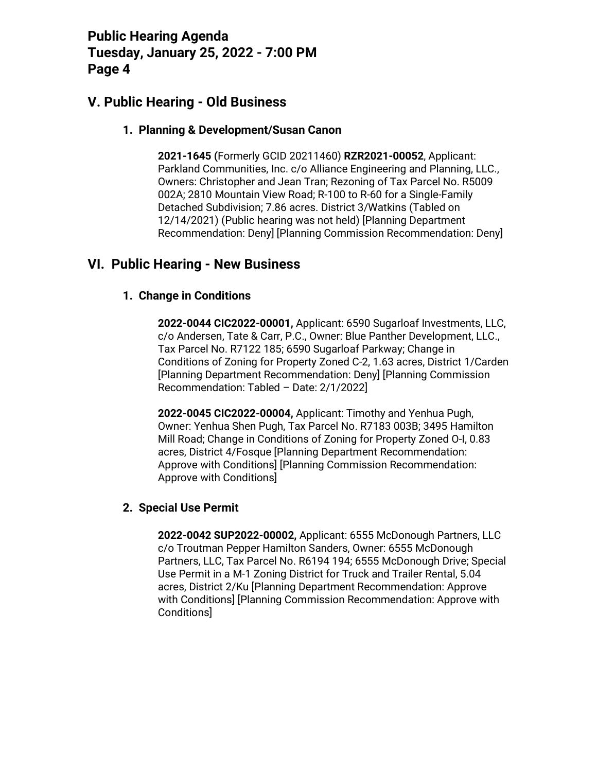## V. Public Hearing - Old Business

### 1. Planning & Development/Susan Canon

**2021-1645 (**Formerly GCID 20211460) **RZR2021-00052**, Applicant: Parkland Communities, Inc. c/o Alliance Engineering and Planning, LLC., Owners: Christopher and Jean Tran; Rezoning of Tax Parcel No. R5009 002A; 2810 Mountain View Road; R-100 to R-60 for a Single-Family Detached Subdivision; 7.86 acres. District 3/Watkins (Tabled on 12/14/2021) (Public hearing was not held) [Planning Department Recommendation: Deny] [Planning Commission Recommendation: Deny]

## VI. Public Hearing - New Business

### 1. Change in Conditions

**2022-0044 CIC2022-00001,** Applicant: 6590 Sugarloaf Investments, LLC, c/o Andersen, Tate & Carr, P.C., Owner: Blue Panther Development, LLC., Tax Parcel No. R7122 185; 6590 Sugarloaf Parkway; Change in Conditions of Zoning for Property Zoned C-2, 1.63 acres, District 1/Carden [Planning Department Recommendation: Deny] [Planning Commission Recommendation: Tabled – Date: 2/1/2022]

**2022-0045 CIC2022-00004,** Applicant: Timothy and Yenhua Pugh, Owner: Yenhua Shen Pugh, Tax Parcel No. R7183 003B; 3495 Hamilton Mill Road; Change in Conditions of Zoning for Property Zoned O-I, 0.83 acres, District 4/Fosque [Planning Department Recommendation: Approve with Conditions] [Planning Commission Recommendation: Approve with Conditions]

### 2. Special Use Permit

**2022-0042 SUP2022-00002,** Applicant: 6555 McDonough Partners, LLC c/o Troutman Pepper Hamilton Sanders, Owner: 6555 McDonough Partners, LLC, Tax Parcel No. R6194 194; 6555 McDonough Drive; Special Use Permit in a M-1 Zoning District for Truck and Trailer Rental, 5.04 acres, District 2/Ku [Planning Department Recommendation: Approve with Conditions] [Planning Commission Recommendation: Approve with Conditions]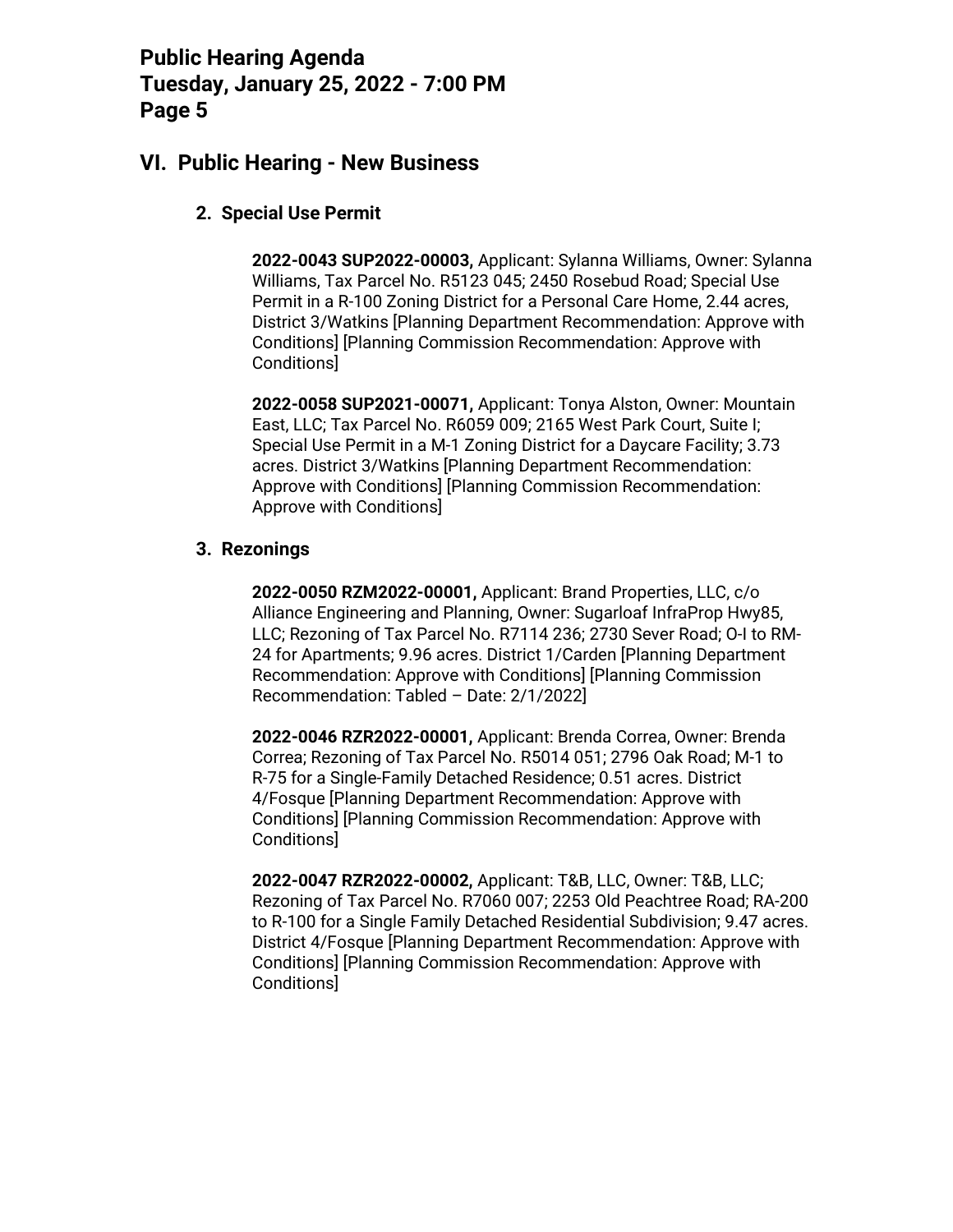## VI. Public Hearing - New Business

### 2. Special Use Permit

**2022-0043 SUP2022-00003,** Applicant: Sylanna Williams, Owner: Sylanna Williams, Tax Parcel No. R5123 045; 2450 Rosebud Road; Special Use Permit in a R-100 Zoning District for a Personal Care Home, 2.44 acres, District 3/Watkins [Planning Department Recommendation: Approve with Conditions] [Planning Commission Recommendation: Approve with Conditions]

**2022-0058 SUP2021-00071,** Applicant: Tonya Alston, Owner: Mountain East, LLC; Tax Parcel No. R6059 009; 2165 West Park Court, Suite I; Special Use Permit in a M-1 Zoning District for a Daycare Facility; 3.73 acres. District 3/Watkins [Planning Department Recommendation: Approve with Conditions] [Planning Commission Recommendation: Approve with Conditions]

### 3. Rezonings

**2022-0050 RZM2022-00001,** Applicant: Brand Properties, LLC, c/o Alliance Engineering and Planning, Owner: Sugarloaf InfraProp Hwy85, LLC; Rezoning of Tax Parcel No. R7114 236; 2730 Sever Road; O-I to RM-24 for Apartments; 9.96 acres. District 1/Carden [Planning Department Recommendation: Approve with Conditions] [Planning Commission Recommendation: Tabled – Date: 2/1/2022]

**2022-0046 RZR2022-00001,** Applicant: Brenda Correa, Owner: Brenda Correa; Rezoning of Tax Parcel No. R5014 051; 2796 Oak Road; M-1 to R-75 for a Single-Family Detached Residence; 0.51 acres. District 4/Fosque [Planning Department Recommendation: Approve with Conditions] [Planning Commission Recommendation: Approve with Conditions]

**2022-0047 RZR2022-00002,** Applicant: T&B, LLC, Owner: T&B, LLC; Rezoning of Tax Parcel No. R7060 007; 2253 Old Peachtree Road; RA-200 to R-100 for a Single Family Detached Residential Subdivision; 9.47 acres. District 4/Fosque [Planning Department Recommendation: Approve with Conditions] [Planning Commission Recommendation: Approve with Conditions]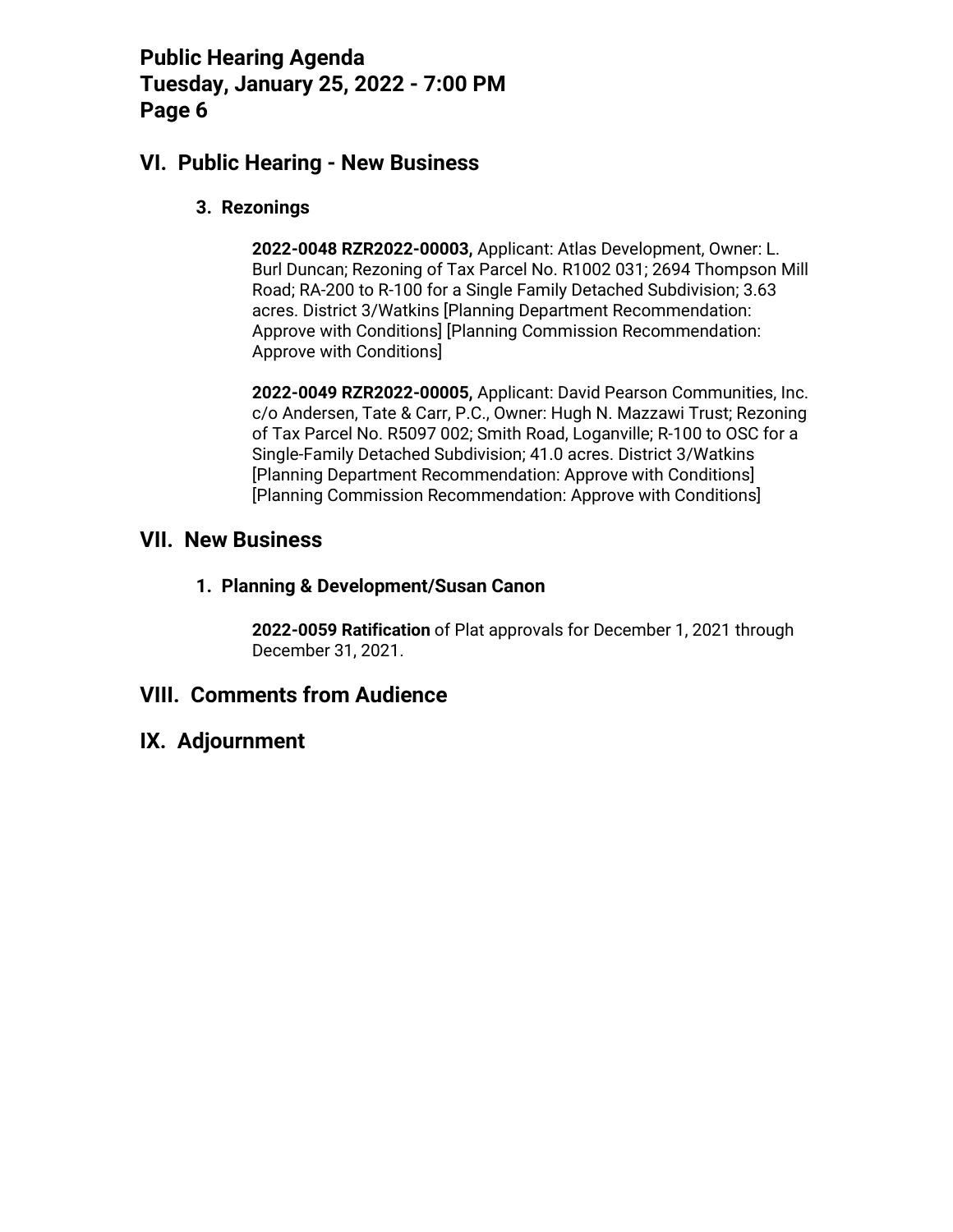## VI. Public Hearing - New Business

### 3. Rezonings

**2022-0048 RZR2022-00003,** Applicant: Atlas Development, Owner: L. Burl Duncan; Rezoning of Tax Parcel No. R1002 031; 2694 Thompson Mill Road; RA-200 to R-100 for a Single Family Detached Subdivision; 3.63 acres. District 3/Watkins [Planning Department Recommendation: Approve with Conditions] [Planning Commission Recommendation: Approve with Conditions]

**2022-0049 RZR2022-00005,** Applicant: David Pearson Communities, Inc. c/o Andersen, Tate & Carr, P.C., Owner: Hugh N. Mazzawi Trust; Rezoning of Tax Parcel No. R5097 002; Smith Road, Loganville; R-100 to OSC for a Single-Family Detached Subdivision; 41.0 acres. District 3/Watkins [Planning Department Recommendation: Approve with Conditions] [Planning Commission Recommendation: Approve with Conditions]

## VII. New Business

### 1. Planning & Development/Susan Canon

**2022-0059 Ratification** of Plat approvals for December 1, 2021 through December 31, 2021.

## VIII. Comments from Audience

## IX. Adjournment